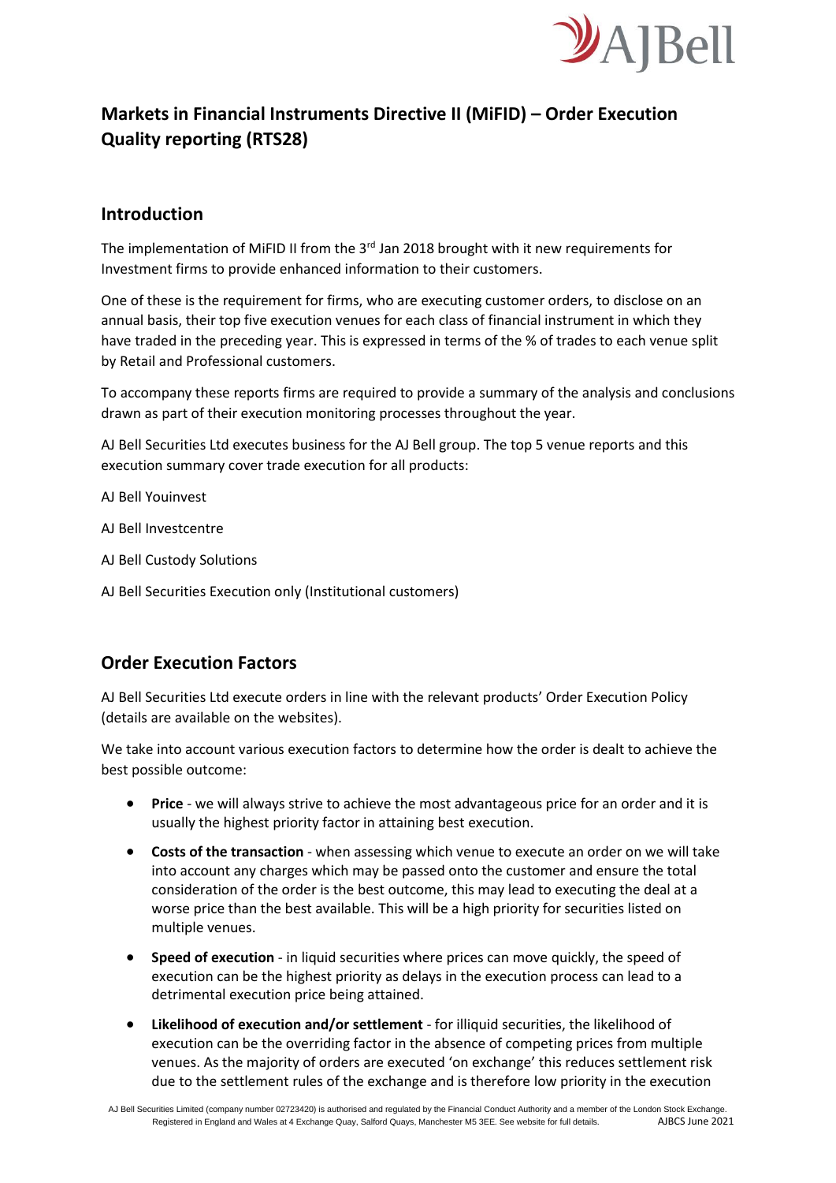# Markets in Financial Instruments Directive II (MiFID) – Order Execution Quality reporting (RTS28)

## Introduction

The implementation of MiFID II from the 3rd Jan 2018 brought with it new requirements for Investment firms to provide enhanced information to their customers.

One of these is the requirement for firms, who are executing customer orders, to disclose on an annual basis, their top five execution venues for each class of financial instrument in which they have traded in the preceding year. This is expressed in terms of the % of trades to each venue split by Retail and Professional customers.

To accompany these reports firms are required to provide a summary of the analysis and conclusions drawn as part of their execution monitoring processes throughout the year.

AJ Bell Securities Ltd executes business for the AJ Bell group. The top 5 venue reports and this execution summary cover trade execution for all products:

AJ Bell Youinvest

AJ Bell Investcentre

AJ Bell Custody Solutions

AJ Bell Securities Execution only (Institutional customers)

## Order Execution Factors

AJ Bell Securities Ltd execute orders in line with the relevant products' Order Execution Policy (details are available on the websites).

We take into account various execution factors to determine how the order is dealt to achieve the best possible outcome:

- **Price** - we will always strive to achieve the most advantageous price for an order and it is usually the highest priority factor in attaining best execution.
- **Costs of the transaction** - when assessing which venue to execute an order on we will take into account any charges which may be passed onto the customer and ensure the total consideration of the order is the best outcome, this may lead to executing the deal at a worse price than the best available. This will be a high priority for securities listed on multiple venues.
- **Speed of execution** - in liquid securities where prices can move quickly, the speed of execution can be the highest priority as delays in the execution process can lead to a detrimental execution price being attained.
- **Likelihood of execution and/or settlement** - for illiquid securities, the likelihood of execution can be the overriding factor in the absence of competing prices from multiple venues. As the majority of orders are executed 'on exchange' this reduces settlement risk due to the settlement rules of the exchange and is therefore low priority in the execution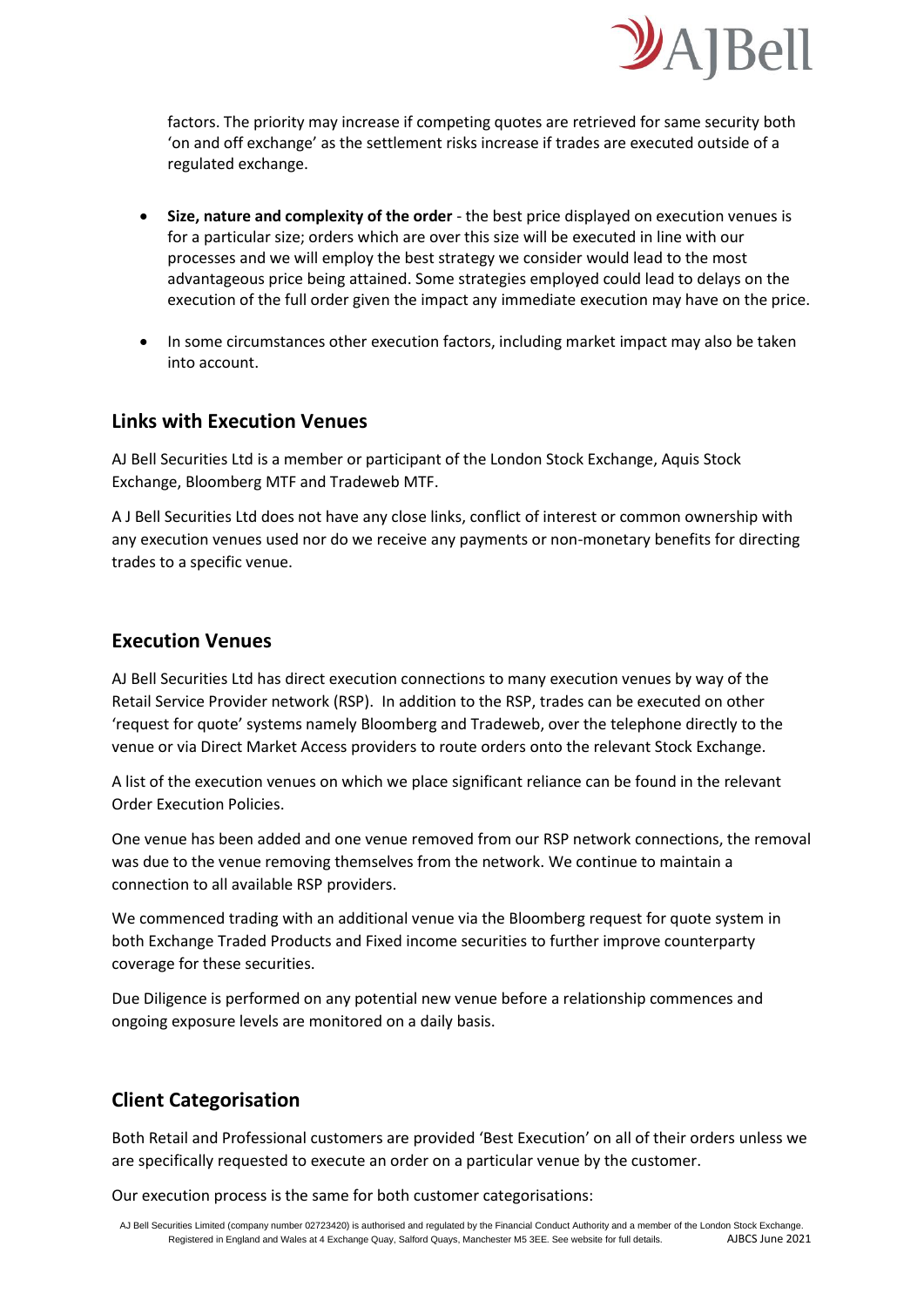factors. The priority may increase if competing quotes are retrieved for same security both 'on and off exchange' as the settlement risks increase if trades are executed outside of a regulated exchange.

- **Size, nature and complexity of the order** - the best price displayed on execution venues is for a particular size; orders which are over this size will be executed in line with our processes and we will employ the best strategy we consider would lead to the most advantageous price being attained. Some strategies employed could lead to delays on the execution of the full order given the impact any immediate execution may have on the price.

- In some circumstances other execution factors, including market impact may also be taken into account.

## Links with Execution Venues

AJ Bell Securities Ltd is a member or participant of the London Stock Exchange, Aquis Stock Exchange, Bloomberg MTF and Tradeweb MTF.

A J Bell Securities Ltd does not have any close links, conflict of interest or common ownership with any execution venues used nor do we receive any payments or non-monetary benefits for directing trades to a specific venue.

## Execution Venues

AJ Bell Securities Ltd has direct execution connections to many execution venues by way of the Retail Service Provider network (RSP). In addition to the RSP, trades can be executed on other 'request for quote' systems namely Bloomberg and Tradeweb, over the telephone directly to the venue or via Direct Market Access providers to route orders onto the relevant Stock Exchange.

A list of the execution venues on which we place significant reliance can be found in the relevant Order Execution Policies.

One venue has been added and one venue removed from our RSP network connections, the removal was due to the venue removing themselves from the network. We continue to maintain a connection to all available RSP providers.

We commenced trading with an additional venue via the Bloomberg request for quote system in both Exchange Traded Products and Fixed income securities to further improve counterparty coverage for these securities.

Due Diligence is performed on any potential new venue before a relationship commences and ongoing exposure levels are monitored on a daily basis.

## Client Categorisation

Both Retail and Professional customers are provided 'Best Execution' on all of their orders unless we are specifically requested to execute an order on a particular venue by the customer.

Our execution process is the same for both customer categorisations: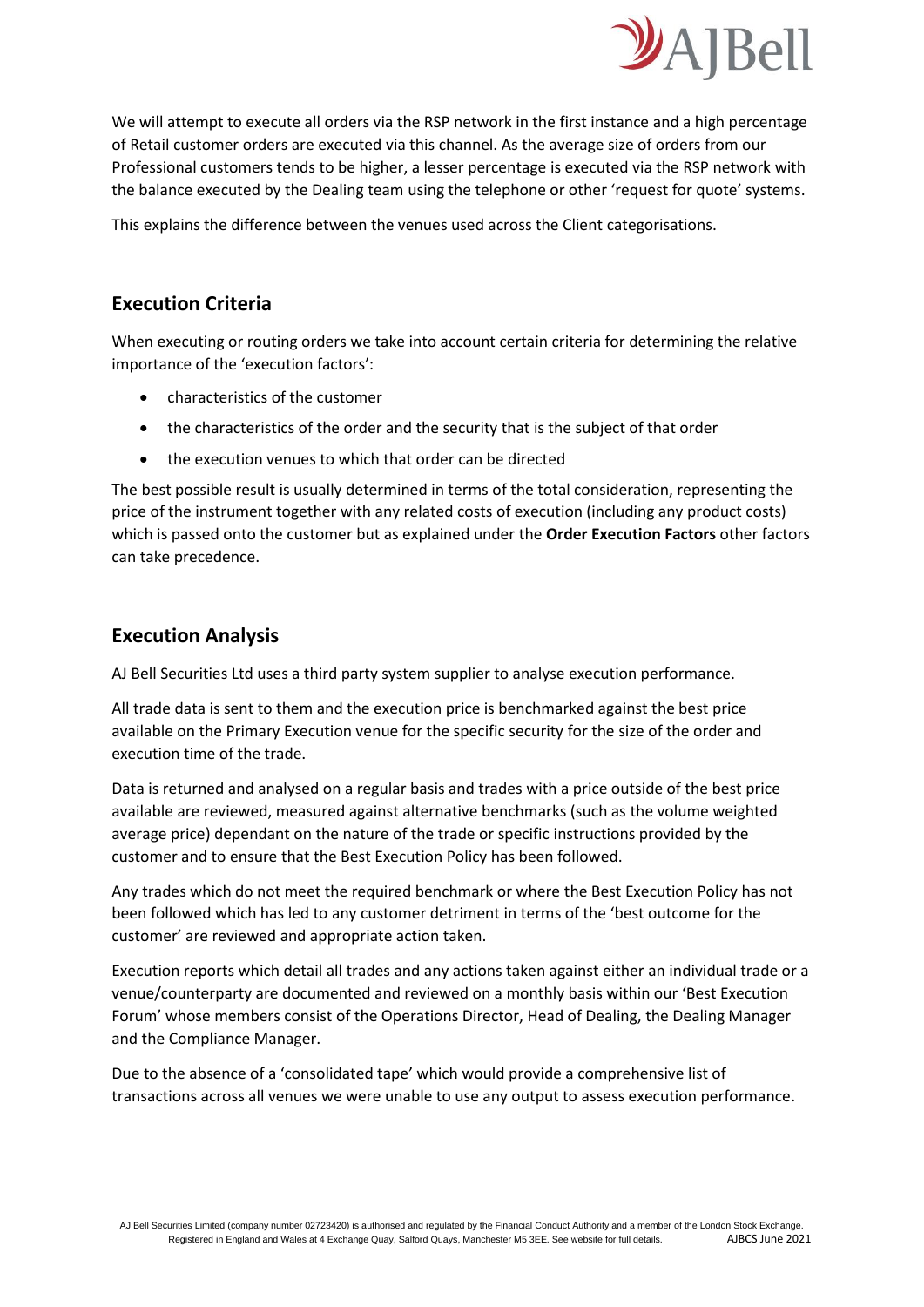We will attempt to execute all orders via the RSP network in the first instance and a high percentage of Retail customer orders are executed via this channel. As the average size of orders from our Professional customers tends to be higher, a lesser percentage is executed via the RSP network with the balance executed by the Dealing team using the telephone or other 'request for quote' systems.

This explains the difference between the venues used across the Client categorisations.

## Execution Criteria

When executing or routing orders we take into account certain criteria for determining the relative importance of the 'execution factors':

- characteristics of the customer
- the characteristics of the order and the security that is the subject of that order
- the execution venues to which that order can be directed

The best possible result is usually determined in terms of the total consideration, representing the price of the instrument together with any related costs of execution (including any product costs) which is passed onto the customer but as explained under the **Order Execution Factors** other factors can take precedence.

## Execution Analysis

AJ Bell Securities Ltd uses a third party system supplier to analyse execution performance.

All trade data is sent to them and the execution price is benchmarked against the best price available on the Primary Execution venue for the specific security for the size of the order and execution time of the trade.

Data is returned and analysed on a regular basis and trades with a price outside of the best price available are reviewed, measured against alternative benchmarks (such as the volume weighted average price) dependant on the nature of the trade or specific instructions provided by the customer and to ensure that the Best Execution Policy has been followed.

Any trades which do not meet the required benchmark or where the Best Execution Policy has not been followed which has led to any customer detriment in terms of the 'best outcome for the customer' are reviewed and appropriate action taken.

Execution reports which detail all trades and any actions taken against either an individual trade or a venue/counterparty are documented and reviewed on a monthly basis within our 'Best Execution Forum' whose members consist of the Operations Director, Head of Dealing, the Dealing Manager and the Compliance Manager.

Due to the absence of a 'consolidated tape' which would provide a comprehensive list of transactions across all venues we were unable to use any output to assess execution performance.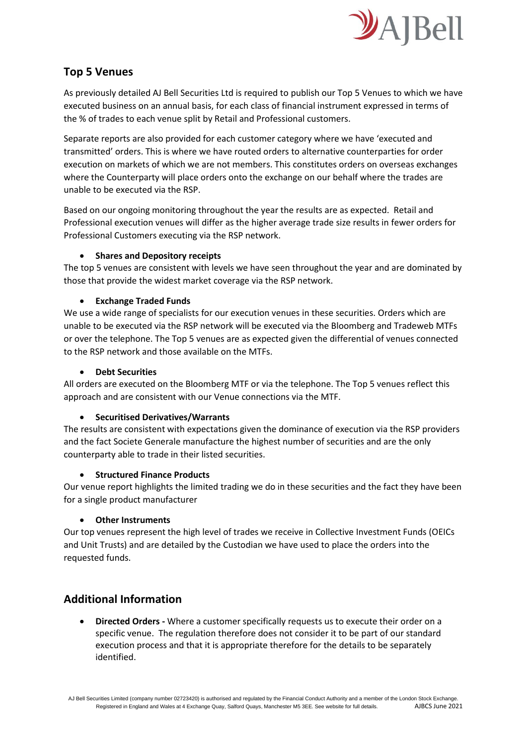## Top 5 Venues

As previously detailed AJ Bell Securities Ltd is required to publish our Top 5 Venues to which we have executed business on an annual basis, for each class of financial instrument expressed in terms of the % of trades to each venue split by Retail and Professional customers.

Separate reports are also provided for each customer category where we have 'executed and transmitted' orders. This is where we have routed orders to alternative counterparties for order execution on markets of which we are not members. This constitutes orders on overseas exchanges where the Counterparty will place orders onto the exchange on our behalf where the trades are unable to be executed via the RSP.

Based on our ongoing monitoring throughout the year the results are as expected. Retail and Professional execution venues will differ as the higher average trade size results in fewer orders for Professional Customers executing via the RSP network.

- **Shares and Depository receipts**

The top 5 venues are consistent with levels we have seen throughout the year and are dominated by those that provide the widest market coverage via the RSP network.

- **Exchange Traded Funds**

We use a wide range of specialists for our execution venues in these securities. Orders which are unable to be executed via the RSP network will be executed via the Bloomberg and Tradeweb MTFs or over the telephone. The Top 5 venues are as expected given the differential of venues connected to the RSP network and those available on the MTFs.

- **Debt Securities**

All orders are executed on the Bloomberg MTF or via the telephone. The Top 5 venues reflect this approach and are consistent with our Venue connections via the MTF.

- **Securitised Derivatives/Warrants**

The results are consistent with expectations given the dominance of execution via the RSP providers and the fact Societe Generale manufacture the highest number of securities and are the only counterparty able to trade in their listed securities.

- **Structured Finance Products**

Our venue report highlights the limited trading we do in these securities and the fact they have been for a single product manufacturer

- **Other Instruments**

Our top venues represent the high level of trades we receive in Collective Investment Funds (OEICs and Unit Trusts) and are detailed by the Custodian we have used to place the orders into the requested funds.

## Additional Information

- **Directed Orders -** Where a customer specifically requests us to execute their order on a specific venue. The regulation therefore does not consider it to be part of our standard execution process and that it is appropriate therefore for the details to be separately identified.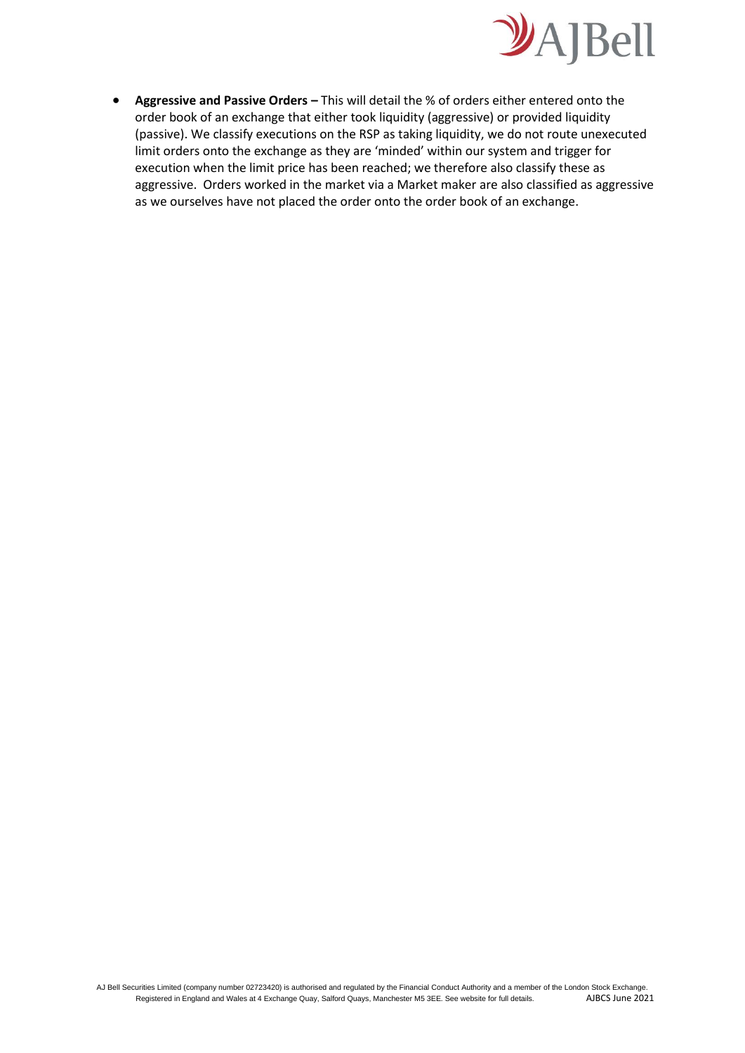- **Aggressive and Passive Orders –** This will detail the % of orders either entered onto the order book of an exchange that either took liquidity (aggressive) or provided liquidity (passive). We classify executions on the RSP as taking liquidity, we do not route unexecuted limit orders onto the exchange as they are 'minded' within our system and trigger for execution when the limit price has been reached; we therefore also classify these as aggressive. Orders worked in the market via a Market maker are also classified as aggressive as we ourselves have not placed the order onto the order book of an exchange.